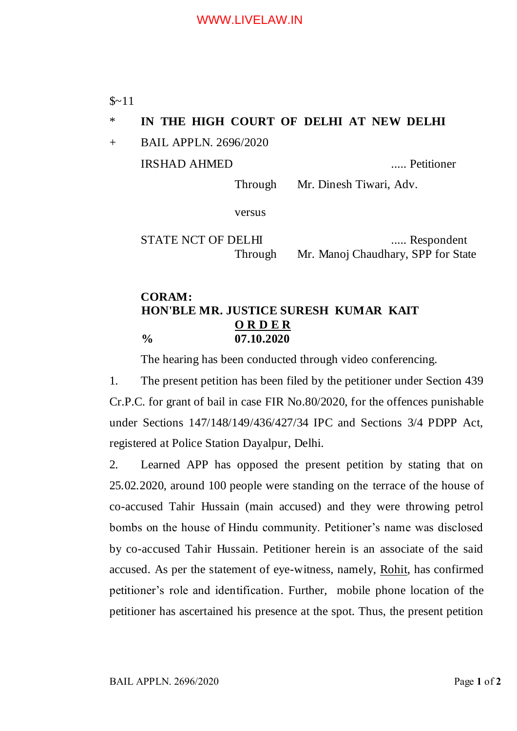$~11

\* **IN THE HIGH COURT OF DELHI AT NEW DELHI**

\+ BAIL APPLN. 2696/2020

IRSHAD AHMED ..... Petitioner

Through Mr. Dinesh Tiwari, Adv.

versus

STATE NCT OF DELHI ..... Respondent

Through Mr. Manoj Chaudhary, SPP for State

**CORAM:**
**HON'BLE MR. JUSTICE SURESH KUMAR KAIT**

**O R D E R**

**%** **07.10.2020**

The hearing has been conducted through video conferencing.

1. The present petition has been filed by the petitioner under Section 439 Cr.P.C. for grant of bail in case FIR No.80/2020, for the offences punishable under Sections 147/148/149/436/427/34 IPC and Sections 3/4 PDPP Act, registered at Police Station Dayalpur, Delhi.

2. Learned APP has opposed the present petition by stating that on 25.02.2020, around 100 people were standing on the terrace of the house of co-accused Tahir Hussain (main accused) and they were throwing petrol bombs on the house of Hindu community. Petitioner's name was disclosed by co-accused Tahir Hussain. Petitioner herein is an associate of the said accused. As per the statement of eye-witness, namely, Rohit, has confirmed petitioner's role and identification. Further, mobile phone location of the petitioner has ascertained his presence at the spot. Thus, the present petition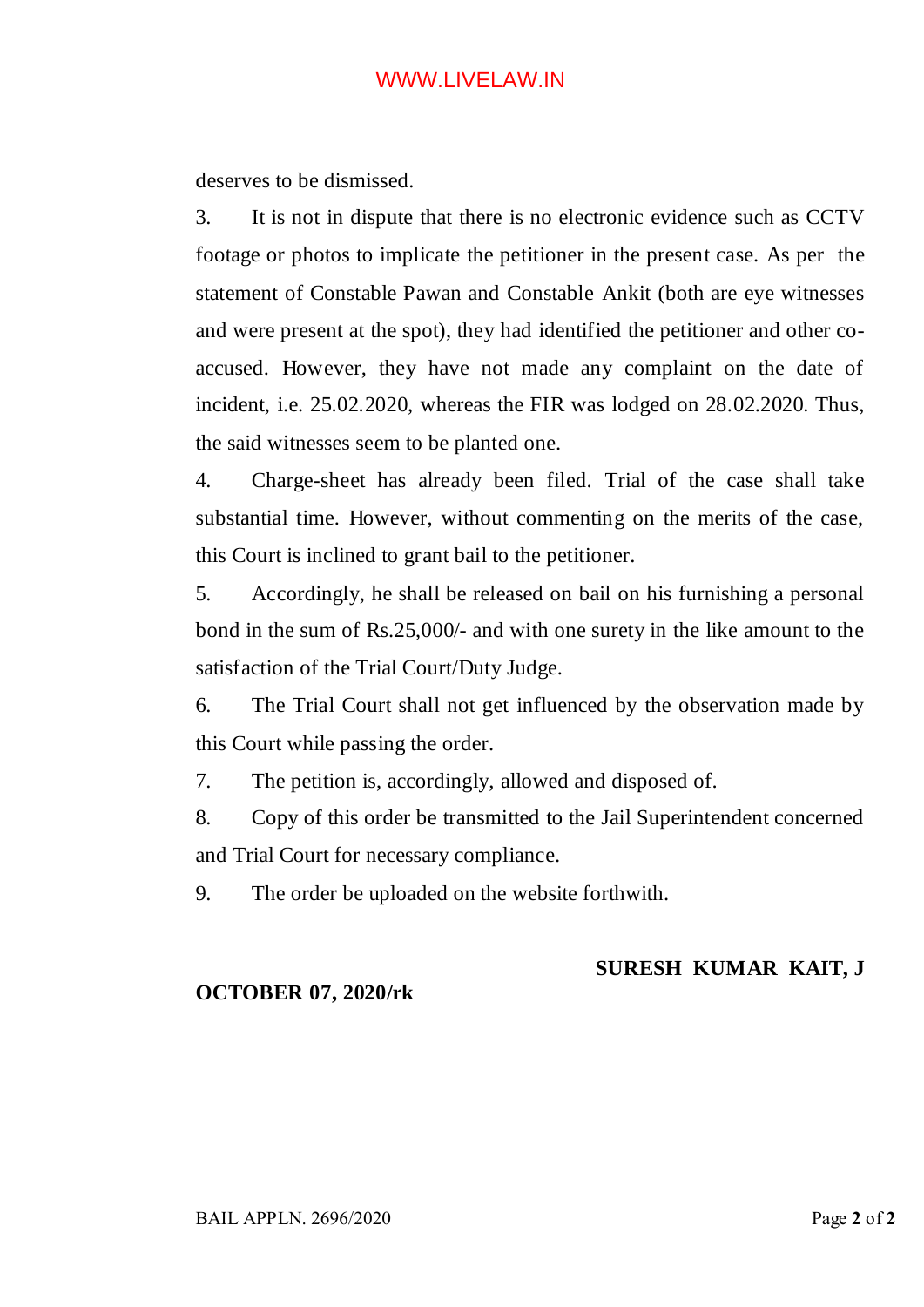deserves to be dismissed.

3. It is not in dispute that there is no electronic evidence such as CCTV footage or photos to implicate the petitioner in the present case. As per the statement of Constable Pawan and Constable Ankit (both are eye witnesses and were present at the spot), they had identified the petitioner and other co-accused. However, they have not made any complaint on the date of incident, i.e. 25.02.2020, whereas the FIR was lodged on 28.02.2020. Thus, the said witnesses seem to be planted one.

4. Charge-sheet has already been filed. Trial of the case shall take substantial time. However, without commenting on the merits of the case, this Court is inclined to grant bail to the petitioner.

5. Accordingly, he shall be released on bail on his furnishing a personal bond in the sum of Rs.25,000/- and with one surety in the like amount to the satisfaction of the Trial Court/Duty Judge.

6. The Trial Court shall not get influenced by the observation made by this Court while passing the order.

7. The petition is, accordingly, allowed and disposed of.

8. Copy of this order be transmitted to the Jail Superintendent concerned and Trial Court for necessary compliance.

9. The order be uploaded on the website forthwith.

**SURESH KUMAR KAIT, J**

**OCTOBER 07, 2020/rk**